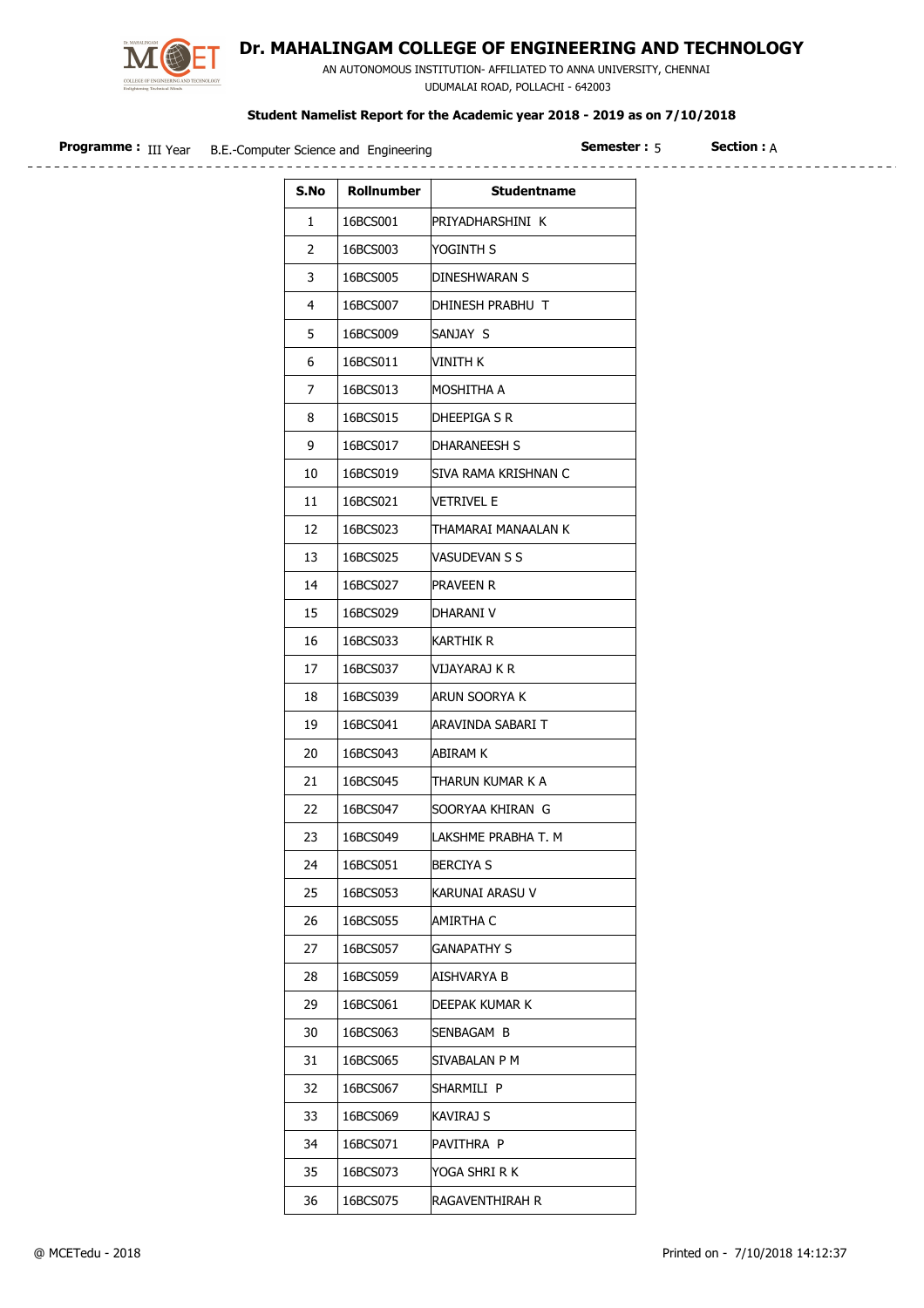# Dr. MAHALINGAM COLLEGE OF ENGINEERING AND TECHNOLOGY

AN AUTONOMOUS INSTITUTION- AFFILIATED TO ANNA UNIVERSITY, CHENNAI

UDUMALAI ROAD, POLLACHI - 642003

**Student Namelist Report for the Academic year 2018 - 2019 as on 7/10/2018**

**Programme :** III Year B.E.-Computer Science and Engineering **Semester :** 5 **Section :** A

| S.No | Rollnumber | Studentname |
|---|---|---|
| 1 | 16BCS001 | PRIYADHARSHINI K |
| 2 | 16BCS003 | YOGINTH S |
| 3 | 16BCS005 | DINESHWARAN S |
| 4 | 16BCS007 | DHINESH PRABHU T |
| 5 | 16BCS009 | SANJAY S |
| 6 | 16BCS011 | VINITH K |
| 7 | 16BCS013 | MOSHITHA A |
| 8 | 16BCS015 | DHEEPIGA S R |
| 9 | 16BCS017 | DHARANEESH S |
| 10 | 16BCS019 | SIVA RAMA KRISHNAN C |
| 11 | 16BCS021 | VETRIVEL E |
| 12 | 16BCS023 | THAMARAI MANAALAN K |
| 13 | 16BCS025 | VASUDEVAN S S |
| 14 | 16BCS027 | PRAVEEN R |
| 15 | 16BCS029 | DHARANI V |
| 16 | 16BCS033 | KARTHIK R |
| 17 | 16BCS037 | VIJAYARAJ K R |
| 18 | 16BCS039 | ARUN SOORYA K |
| 19 | 16BCS041 | ARAVINDA SABARI T |
| 20 | 16BCS043 | ABIRAM K |
| 21 | 16BCS045 | THARUN KUMAR K A |
| 22 | 16BCS047 | SOORYAA KHIRAN G |
| 23 | 16BCS049 | LAKSHME PRABHA T. M |
| 24 | 16BCS051 | BERCIYA S |
| 25 | 16BCS053 | KARUNAI ARASU V |
| 26 | 16BCS055 | AMIRTHA C |
| 27 | 16BCS057 | GANAPATHY S |
| 28 | 16BCS059 | AISHVARYA B |
| 29 | 16BCS061 | DEEPAK KUMAR K |
| 30 | 16BCS063 | SENBAGAM B |
| 31 | 16BCS065 | SIVABALAN P M |
| 32 | 16BCS067 | SHARMILI P |
| 33 | 16BCS069 | KAVIRAJ S |
| 34 | 16BCS071 | PAVITHRA P |
| 35 | 16BCS073 | YOGA SHRI R K |
| 36 | 16BCS075 | RAGAVENTHIRAH R |

@ MCETedu - 2018 Printed on - 7/10/2018 14:12:37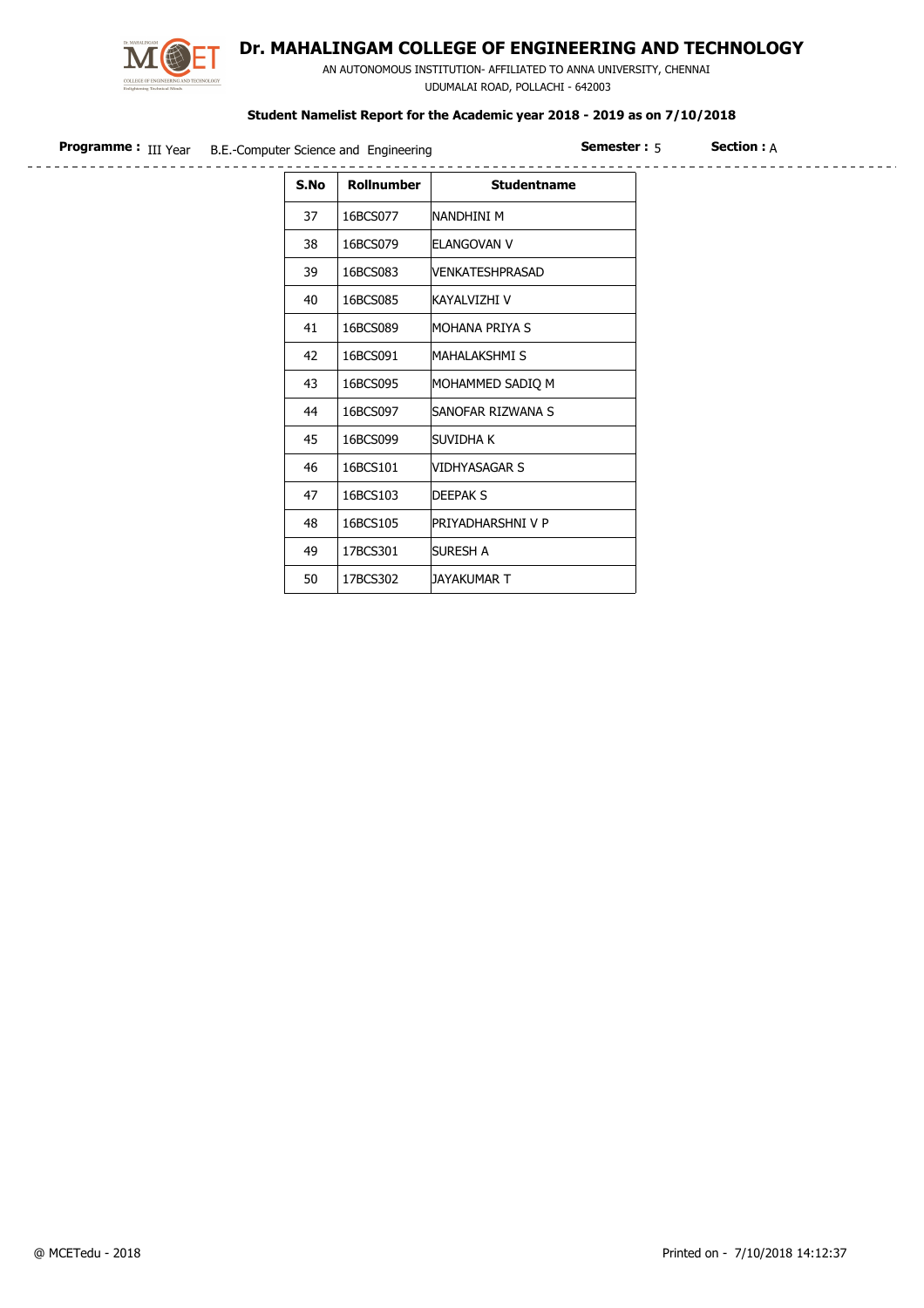# Dr. MAHALINGAM COLLEGE OF ENGINEERING AND TECHNOLOGY

AN AUTONOMOUS INSTITUTION- AFFILIATED TO ANNA UNIVERSITY, CHENNAI
UDUMALAI ROAD, POLLACHI - 642003

**Student Namelist Report for the Academic year 2018 - 2019 as on 7/10/2018**

**Programme :** III Year B.E.-Computer Science and Engineering **Semester :** 5 **Section :** A

| S.No | Rollnumber | Studentname |
|---|---|---|
| 37 | 16BCS077 | NANDHINI M |
| 38 | 16BCS079 | ELANGOVAN V |
| 39 | 16BCS083 | VENKATESHPRASAD |
| 40 | 16BCS085 | KAYALVIZHI V |
| 41 | 16BCS089 | MOHANA PRIYA S |
| 42 | 16BCS091 | MAHALAKSHMI S |
| 43 | 16BCS095 | MOHAMMED SADIQ M |
| 44 | 16BCS097 | SANOFAR RIZWANA S |
| 45 | 16BCS099 | SUVIDHA K |
| 46 | 16BCS101 | VIDHYASAGAR S |
| 47 | 16BCS103 | DEEPAK S |
| 48 | 16BCS105 | PRIYADHARSHNI V P |
| 49 | 17BCS301 | SURESH A |
| 50 | 17BCS302 | JAYAKUMAR T |

@ MCETedu - 2018

Printed on - 7/10/2018 14:12:37